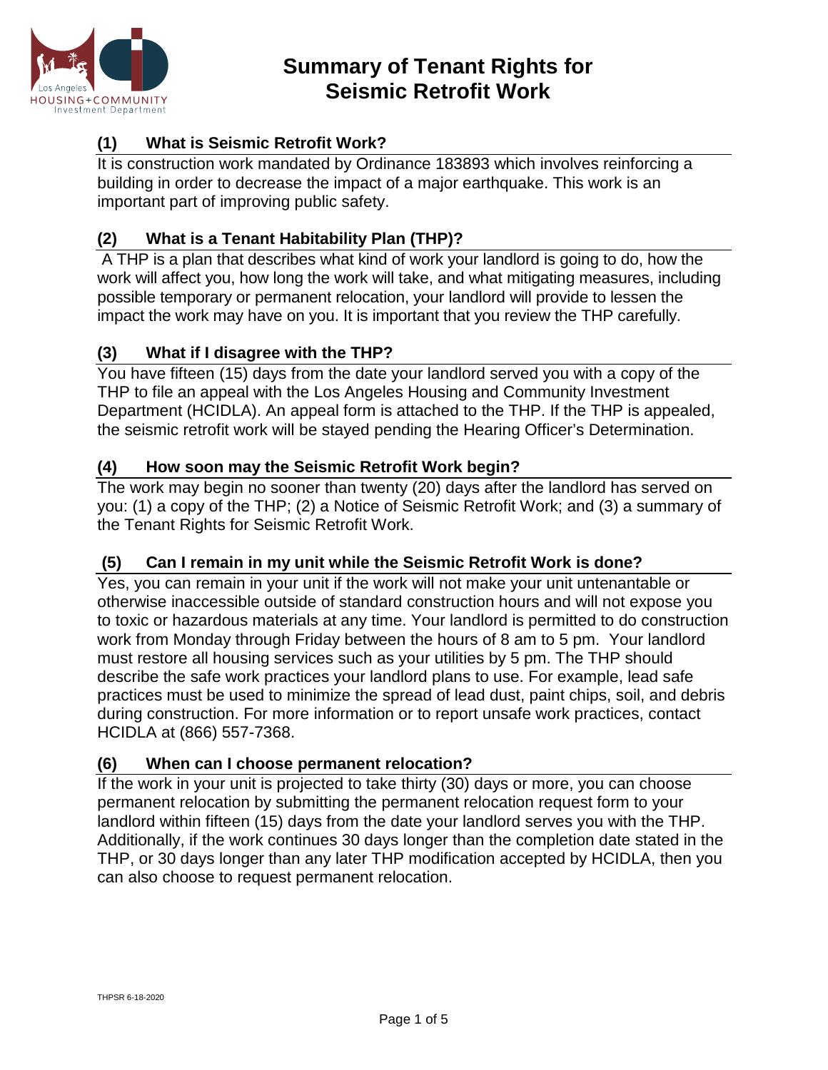# Summary of Tenant Rights for Seismic Retrofit Work

### (1) What is Seismic Retrofit Work?

It is construction work mandated by Ordinance 183893 which involves reinforcing a building in order to decrease the impact of a major earthquake. This work is an important part of improving public safety.

### (2) What is a Tenant Habitability Plan (THP)?

A THP is a plan that describes what kind of work your landlord is going to do, how the work will affect you, how long the work will take, and what mitigating measures, including possible temporary or permanent relocation, your landlord will provide to lessen the impact the work may have on you. It is important that you review the THP carefully.

### (3) What if I disagree with the THP?

You have fifteen (15) days from the date your landlord served you with a copy of the THP to file an appeal with the Los Angeles Housing and Community Investment Department (HCIDLA). An appeal form is attached to the THP. If the THP is appealed, the seismic retrofit work will be stayed pending the Hearing Officer's Determination.

### (4) How soon may the Seismic Retrofit Work begin?

The work may begin no sooner than twenty (20) days after the landlord has served on you: (1) a copy of the THP; (2) a Notice of Seismic Retrofit Work; and (3) a summary of the Tenant Rights for Seismic Retrofit Work.

### (5) Can I remain in my unit while the Seismic Retrofit Work is done?

Yes, you can remain in your unit if the work will not make your unit untenantable or otherwise inaccessible outside of standard construction hours and will not expose you to toxic or hazardous materials at any time. Your landlord is permitted to do construction work from Monday through Friday between the hours of 8 am to 5 pm. Your landlord must restore all housing services such as your utilities by 5 pm. The THP should describe the safe work practices your landlord plans to use. For example, lead safe practices must be used to minimize the spread of lead dust, paint chips, soil, and debris during construction. For more information or to report unsafe work practices, contact HCIDLA at (866) 557-7368.

### (6) When can I choose permanent relocation?

If the work in your unit is projected to take thirty (30) days or more, you can choose permanent relocation by submitting the permanent relocation request form to your landlord within fifteen (15) days from the date your landlord serves you with the THP. Additionally, if the work continues 30 days longer than the completion date stated in the THP, or 30 days longer than any later THP modification accepted by HCIDLA, then you can also choose to request permanent relocation.

THPSR 6-18-2020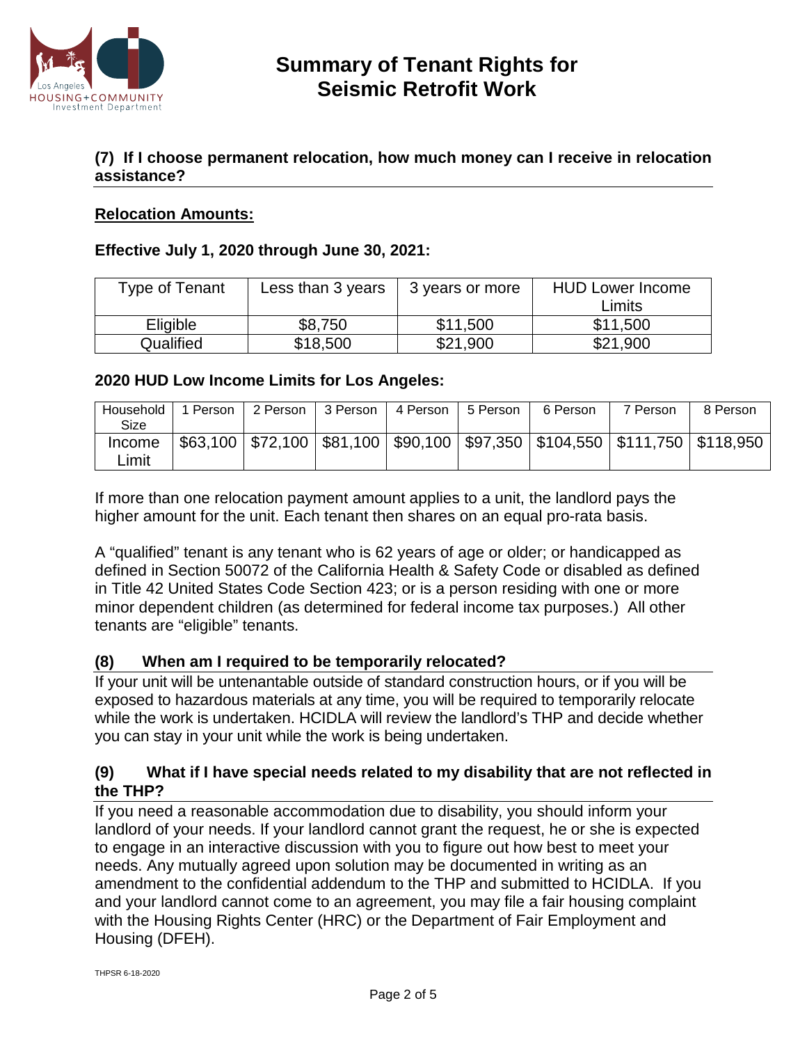# Summary of Tenant Rights for Seismic Retrofit Work

## (7) If I choose permanent relocation, how much money can I receive in relocation assistance?

**Relocation Amounts:**

**Effective July 1, 2020 through June 30, 2021:**

| Type of Tenant | Less than 3 years | 3 years or more | HUD Lower Income Limits |
|---|---|---|---|
| Eligible | $8,750 | $11,500 | $11,500 |
| Qualified | $18,500 | $21,900 | $21,900 |

**2020 HUD Low Income Limits for Los Angeles:**

| Household Size | 1 Person | 2 Person | 3 Person | 4 Person | 5 Person | 6 Person | 7 Person | 8 Person |
|---|---|---|---|---|---|---|---|---|
| Income Limit | $63,100 | $72,100 | $81,100 | $90,100 | $97,350 | $104,550 | $111,750 | $118,950 |

If more than one relocation payment amount applies to a unit, the landlord pays the higher amount for the unit. Each tenant then shares on an equal pro-rata basis.

A "qualified" tenant is any tenant who is 62 years of age or older; or handicapped as defined in Section 50072 of the California Health & Safety Code or disabled as defined in Title 42 United States Code Section 423; or is a person residing with one or more minor dependent children (as determined for federal income tax purposes.) All other tenants are "eligible" tenants.

## (8) When am I required to be temporarily relocated?

If your unit will be untenantable outside of standard construction hours, or if you will be exposed to hazardous materials at any time, you will be required to temporarily relocate while the work is undertaken. HCIDLA will review the landlord's THP and decide whether you can stay in your unit while the work is being undertaken.

## (9) What if I have special needs related to my disability that are not reflected in the THP?

If you need a reasonable accommodation due to disability, you should inform your landlord of your needs. If your landlord cannot grant the request, he or she is expected to engage in an interactive discussion with you to figure out how best to meet your needs. Any mutually agreed upon solution may be documented in writing as an amendment to the confidential addendum to the THP and submitted to HCIDLA. If you and your landlord cannot come to an agreement, you may file a fair housing complaint with the Housing Rights Center (HRC) or the Department of Fair Employment and Housing (DFEH).

THPSR 6-18-2020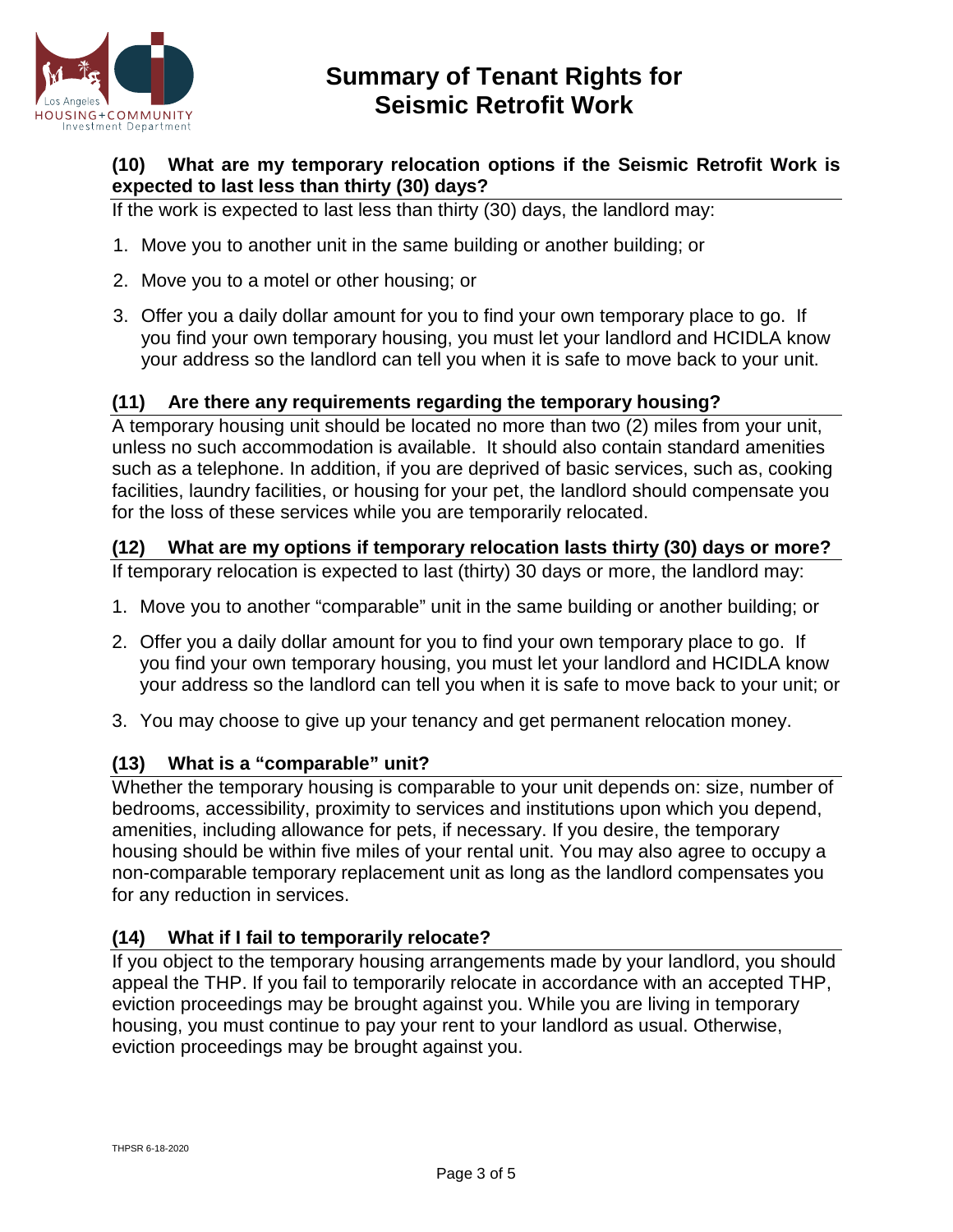# Summary of Tenant Rights for Seismic Retrofit Work

### (10) What are my temporary relocation options if the Seismic Retrofit Work is expected to last less than thirty (30) days?

If the work is expected to last less than thirty (30) days, the landlord may:

1. Move you to another unit in the same building or another building; or
2. Move you to a motel or other housing; or
3. Offer you a daily dollar amount for you to find your own temporary place to go. If you find your own temporary housing, you must let your landlord and HCIDLA know your address so the landlord can tell you when it is safe to move back to your unit.

### (11) Are there any requirements regarding the temporary housing?

A temporary housing unit should be located no more than two (2) miles from your unit, unless no such accommodation is available. It should also contain standard amenities such as a telephone. In addition, if you are deprived of basic services, such as, cooking facilities, laundry facilities, or housing for your pet, the landlord should compensate you for the loss of these services while you are temporarily relocated.

### (12) What are my options if temporary relocation lasts thirty (30) days or more?

If temporary relocation is expected to last (thirty) 30 days or more, the landlord may:

1. Move you to another "comparable" unit in the same building or another building; or
2. Offer you a daily dollar amount for you to find your own temporary place to go. If you find your own temporary housing, you must let your landlord and HCIDLA know your address so the landlord can tell you when it is safe to move back to your unit; or
3. You may choose to give up your tenancy and get permanent relocation money.

### (13) What is a "comparable" unit?

Whether the temporary housing is comparable to your unit depends on: size, number of bedrooms, accessibility, proximity to services and institutions upon which you depend, amenities, including allowance for pets, if necessary. If you desire, the temporary housing should be within five miles of your rental unit. You may also agree to occupy a non-comparable temporary replacement unit as long as the landlord compensates you for any reduction in services.

### (14) What if I fail to temporarily relocate?

If you object to the temporary housing arrangements made by your landlord, you should appeal the THP. If you fail to temporarily relocate in accordance with an accepted THP, eviction proceedings may be brought against you. While you are living in temporary housing, you must continue to pay your rent to your landlord as usual. Otherwise, eviction proceedings may be brought against you.

THPSR 6-18-2020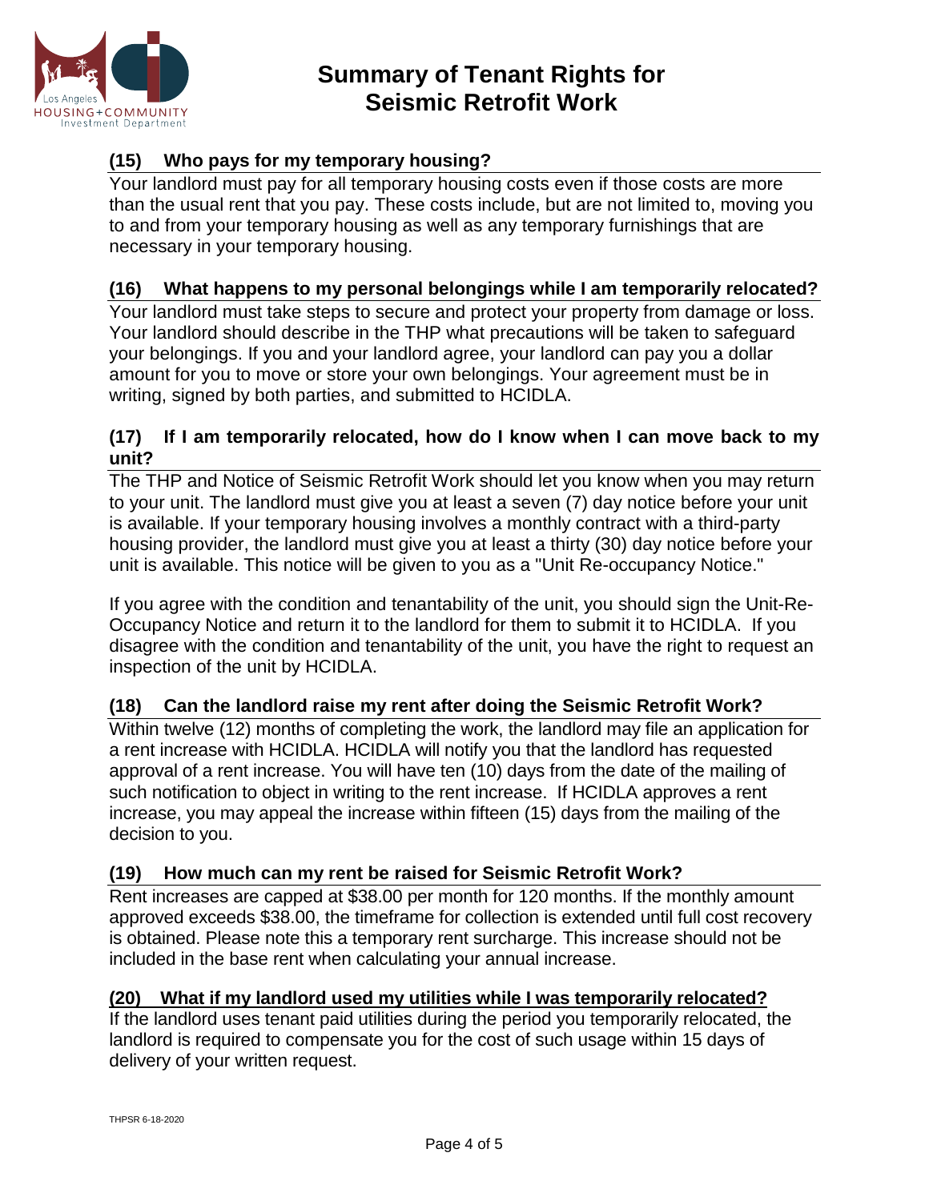# Summary of Tenant Rights for Seismic Retrofit Work

### (15) Who pays for my temporary housing?

Your landlord must pay for all temporary housing costs even if those costs are more than the usual rent that you pay. These costs include, but are not limited to, moving you to and from your temporary housing as well as any temporary furnishings that are necessary in your temporary housing.

### (16) What happens to my personal belongings while I am temporarily relocated?

Your landlord must take steps to secure and protect your property from damage or loss. Your landlord should describe in the THP what precautions will be taken to safeguard your belongings. If you and your landlord agree, your landlord can pay you a dollar amount for you to move or store your own belongings. Your agreement must be in writing, signed by both parties, and submitted to HCIDLA.

### (17) If I am temporarily relocated, how do I know when I can move back to my unit?

The THP and Notice of Seismic Retrofit Work should let you know when you may return to your unit. The landlord must give you at least a seven (7) day notice before your unit is available. If your temporary housing involves a monthly contract with a third-party housing provider, the landlord must give you at least a thirty (30) day notice before your unit is available. This notice will be given to you as a "Unit Re-occupancy Notice."

If you agree with the condition and tenantability of the unit, you should sign the Unit-Re-Occupancy Notice and return it to the landlord for them to submit it to HCIDLA. If you disagree with the condition and tenantability of the unit, you have the right to request an inspection of the unit by HCIDLA.

### (18) Can the landlord raise my rent after doing the Seismic Retrofit Work?

Within twelve (12) months of completing the work, the landlord may file an application for a rent increase with HCIDLA. HCIDLA will notify you that the landlord has requested approval of a rent increase. You will have ten (10) days from the date of the mailing of such notification to object in writing to the rent increase. If HCIDLA approves a rent increase, you may appeal the increase within fifteen (15) days from the mailing of the decision to you.

### (19) How much can my rent be raised for Seismic Retrofit Work?

Rent increases are capped at $38.00 per month for 120 months. If the monthly amount approved exceeds $38.00, the timeframe for collection is extended until full cost recovery is obtained. Please note this a temporary rent surcharge. This increase should not be included in the base rent when calculating your annual increase.

### (20) What if my landlord used my utilities while I was temporarily relocated?

If the landlord uses tenant paid utilities during the period you temporarily relocated, the landlord is required to compensate you for the cost of such usage within 15 days of delivery of your written request.

THPSR 6-18-2020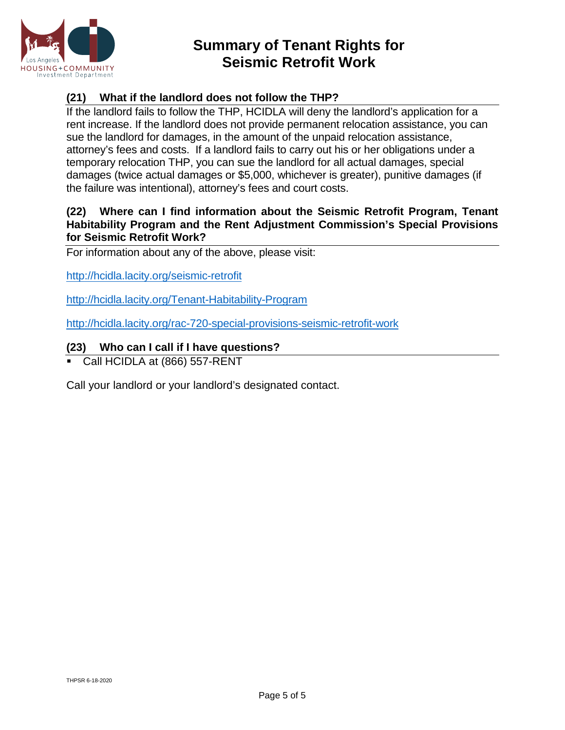# Summary of Tenant Rights for Seismic Retrofit Work

## (21) What if the landlord does not follow the THP?

If the landlord fails to follow the THP, HCIDLA will deny the landlord's application for a rent increase. If the landlord does not provide permanent relocation assistance, you can sue the landlord for damages, in the amount of the unpaid relocation assistance, attorney's fees and costs. If a landlord fails to carry out his or her obligations under a temporary relocation THP, you can sue the landlord for all actual damages, special damages (twice actual damages or $5,000, whichever is greater), punitive damages (if the failure was intentional), attorney's fees and court costs.

## (22) Where can I find information about the Seismic Retrofit Program, Tenant Habitability Program and the Rent Adjustment Commission's Special Provisions for Seismic Retrofit Work?

For information about any of the above, please visit:

http://hcidla.lacity.org/seismic-retrofit

http://hcidla.lacity.org/Tenant-Habitability-Program

http://hcidla.lacity.org/rac-720-special-provisions-seismic-retrofit-work

## (23) Who can I call if I have questions?

- Call HCIDLA at (866) 557-RENT

Call your landlord or your landlord's designated contact.

THPSR 6-18-2020